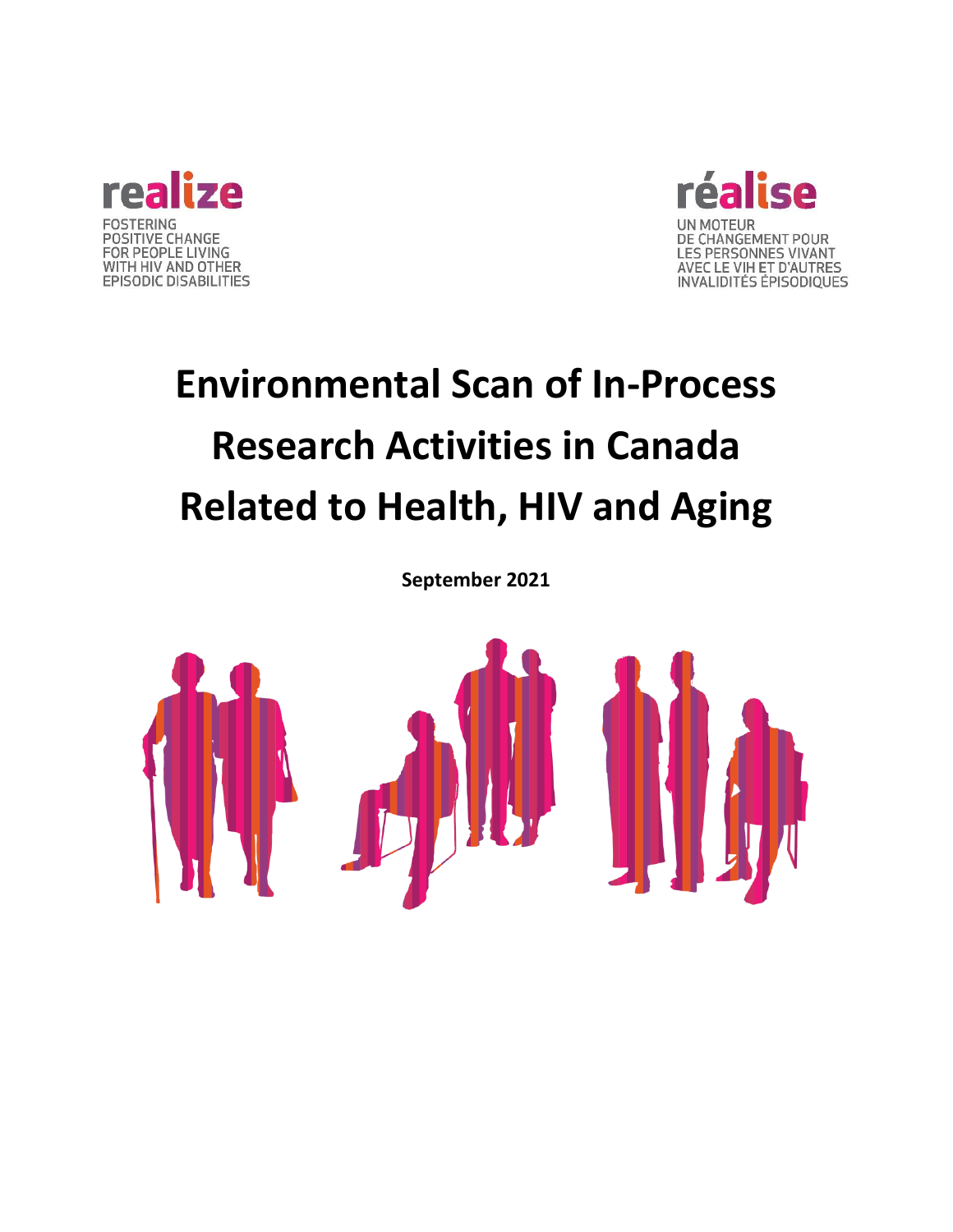realize

FOSTERING POSITIVE CHANGE FOR PEOPLE LIVING WITH HIV AND OTHER EPISODIC DISABILITIES

réalise

UN MOTEUR DE CHANGEMENT POUR LES PERSONNES VIVANT AVEC LE VIH ET D'AUTRES INVALIDITÉS ÉPISODIQUES

# Environmental Scan of In-Process Research Activities in Canada Related to Health, HIV and Aging

**September 2021**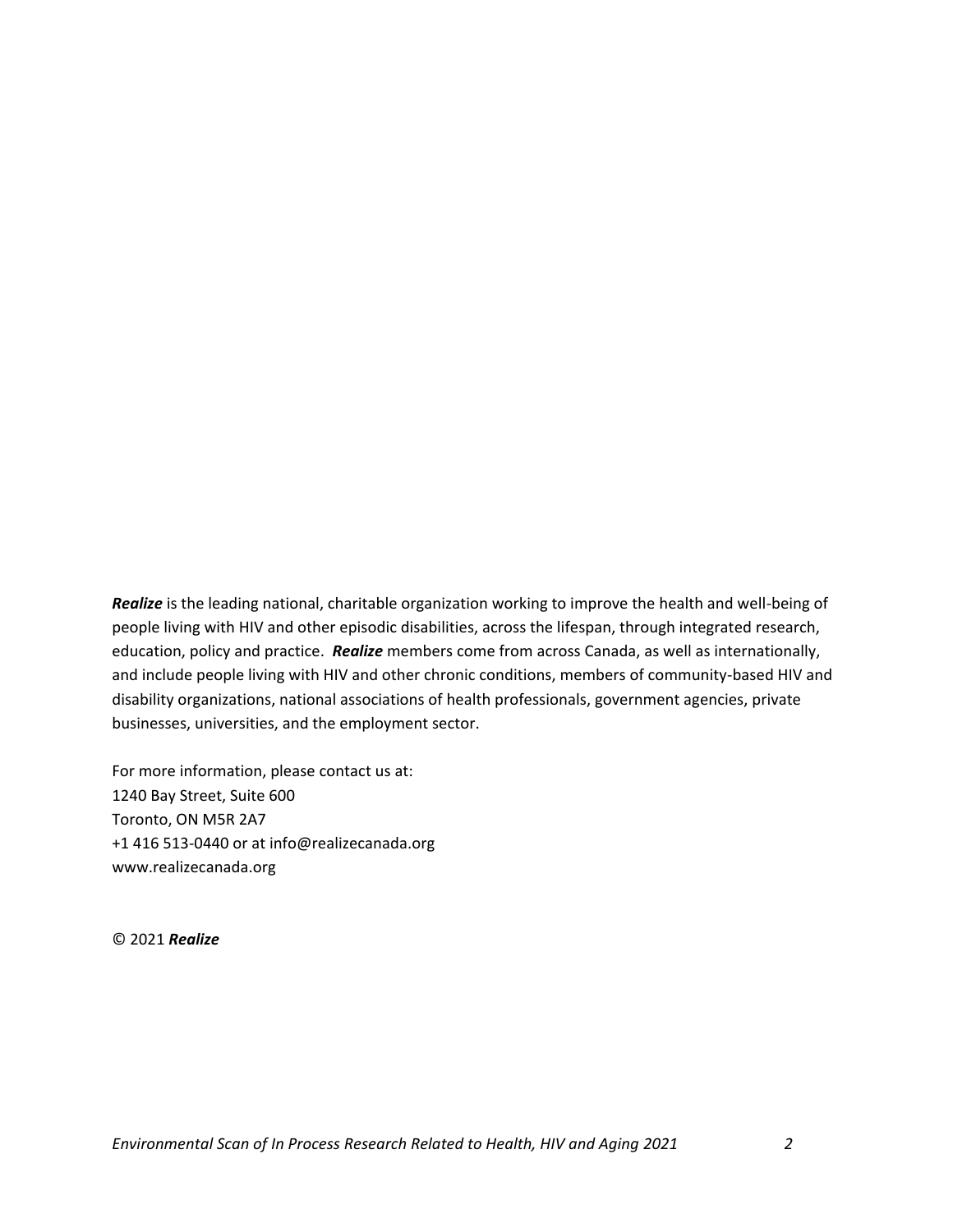***Realize*** is the leading national, charitable organization working to improve the health and well-being of people living with HIV and other episodic disabilities, across the lifespan, through integrated research, education, policy and practice. ***Realize*** members come from across Canada, as well as internationally, and include people living with HIV and other chronic conditions, members of community-based HIV and disability organizations, national associations of health professionals, government agencies, private businesses, universities, and the employment sector.

For more information, please contact us at:
1240 Bay Street, Suite 600
Toronto, ON M5R 2A7
+1 416 513-0440 or at info@realizecanada.org
www.realizecanada.org

© 2021 ***Realize***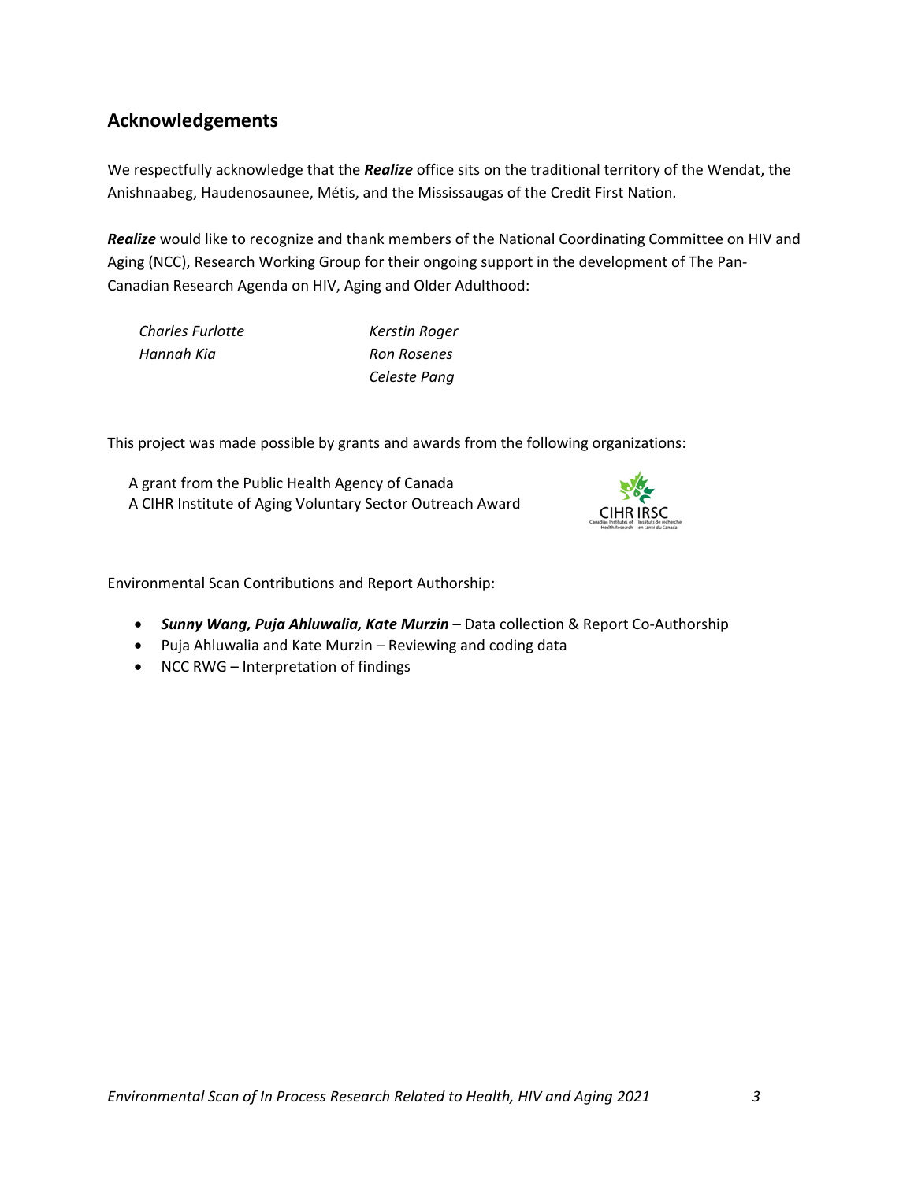## Acknowledgements

We respectfully acknowledge that the ***Realize*** office sits on the traditional territory of the Wendat, the Anishnaabeg, Haudenosaunee, Métis, and the Mississaugas of the Credit First Nation.

***Realize*** would like to recognize and thank members of the National Coordinating Committee on HIV and Aging (NCC), Research Working Group for their ongoing support in the development of The Pan-Canadian Research Agenda on HIV, Aging and Older Adulthood:

*Charles Furlotte*
*Hannah Kia*
*Kerstin Roger*
*Ron Rosenes*
*Celeste Pang*

This project was made possible by grants and awards from the following organizations:

A grant from the Public Health Agency of Canada
A CIHR Institute of Aging Voluntary Sector Outreach Award

Environmental Scan Contributions and Report Authorship:

- ***Sunny Wang, Puja Ahluwalia, Kate Murzin*** – Data collection & Report Co-Authorship
- Puja Ahluwalia and Kate Murzin – Reviewing and coding data
- NCC RWG – Interpretation of findings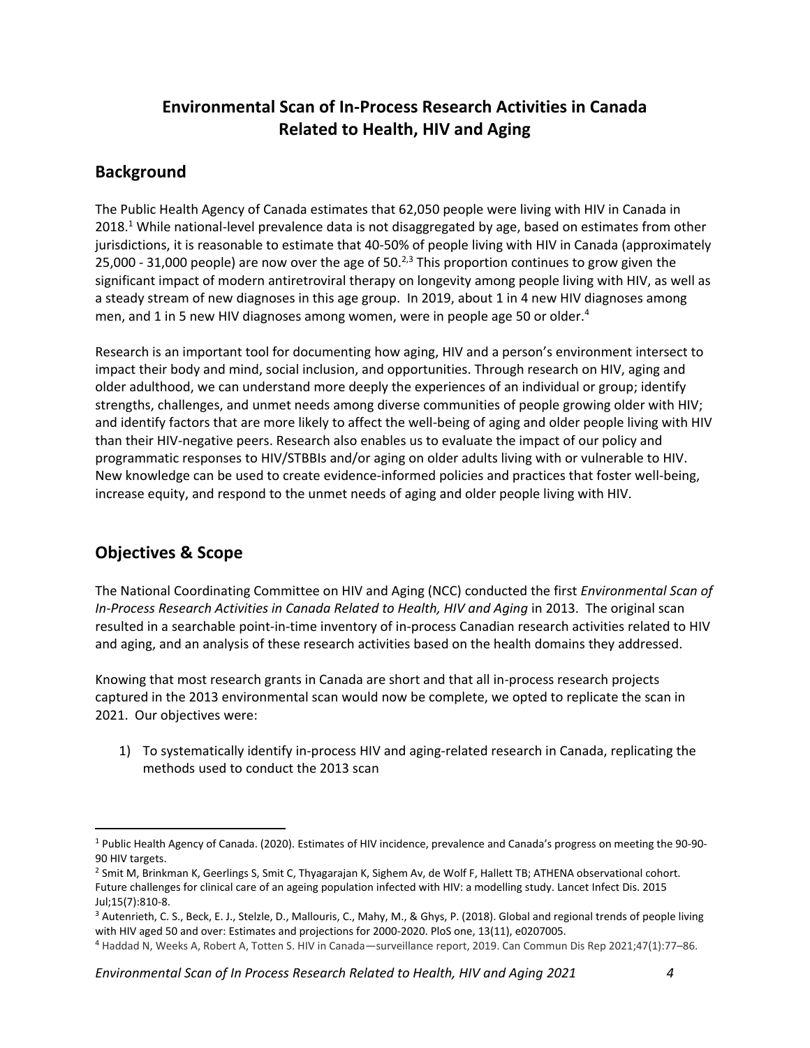# Environmental Scan of In-Process Research Activities in Canada Related to Health, HIV and Aging

## Background

The Public Health Agency of Canada estimates that 62,050 people were living with HIV in Canada in 2018.[1] While national-level prevalence data is not disaggregated by age, based on estimates from other jurisdictions, it is reasonable to estimate that 40-50% of people living with HIV in Canada (approximately 25,000 - 31,000 people) are now over the age of 50.[2,3] This proportion continues to grow given the significant impact of modern antiretroviral therapy on longevity among people living with HIV, as well as a steady stream of new diagnoses in this age group. In 2019, about 1 in 4 new HIV diagnoses among men, and 1 in 5 new HIV diagnoses among women, were in people age 50 or older.[4]

Research is an important tool for documenting how aging, HIV and a person's environment intersect to impact their body and mind, social inclusion, and opportunities. Through research on HIV, aging and older adulthood, we can understand more deeply the experiences of an individual or group; identify strengths, challenges, and unmet needs among diverse communities of people growing older with HIV; and identify factors that are more likely to affect the well-being of aging and older people living with HIV than their HIV-negative peers. Research also enables us to evaluate the impact of our policy and programmatic responses to HIV/STBBIs and/or aging on older adults living with or vulnerable to HIV. New knowledge can be used to create evidence-informed policies and practices that foster well-being, increase equity, and respond to the unmet needs of aging and older people living with HIV.

## Objectives & Scope

The National Coordinating Committee on HIV and Aging (NCC) conducted the first *Environmental Scan of In-Process Research Activities in Canada Related to Health, HIV and Aging* in 2013. The original scan resulted in a searchable point-in-time inventory of in-process Canadian research activities related to HIV and aging, and an analysis of these research activities based on the health domains they addressed.

Knowing that most research grants in Canada are short and that all in-process research projects captured in the 2013 environmental scan would now be complete, we opted to replicate the scan in 2021. Our objectives were:

1) To systematically identify in-process HIV and aging-related research in Canada, replicating the methods used to conduct the 2013 scan

---

[1] Public Health Agency of Canada. (2020). Estimates of HIV incidence, prevalence and Canada's progress on meeting the 90-90-90 HIV targets.

[2] Smit M, Brinkman K, Geerlings S, Smit C, Thyagarajan K, Sighem Av, de Wolf F, Hallett TB; ATHENA observational cohort. Future challenges for clinical care of an ageing population infected with HIV: a modelling study. Lancet Infect Dis. 2015 Jul;15(7):810-8.

[3] Autenrieth, C. S., Beck, E. J., Stelzle, D., Mallouris, C., Mahy, M., & Ghys, P. (2018). Global and regional trends of people living with HIV aged 50 and over: Estimates and projections for 2000-2020. PloS one, 13(11), e0207005.

[4] Haddad N, Weeks A, Robert A, Totten S. HIV in Canada—surveillance report, 2019. Can Commun Dis Rep 2021;47(1):77–86.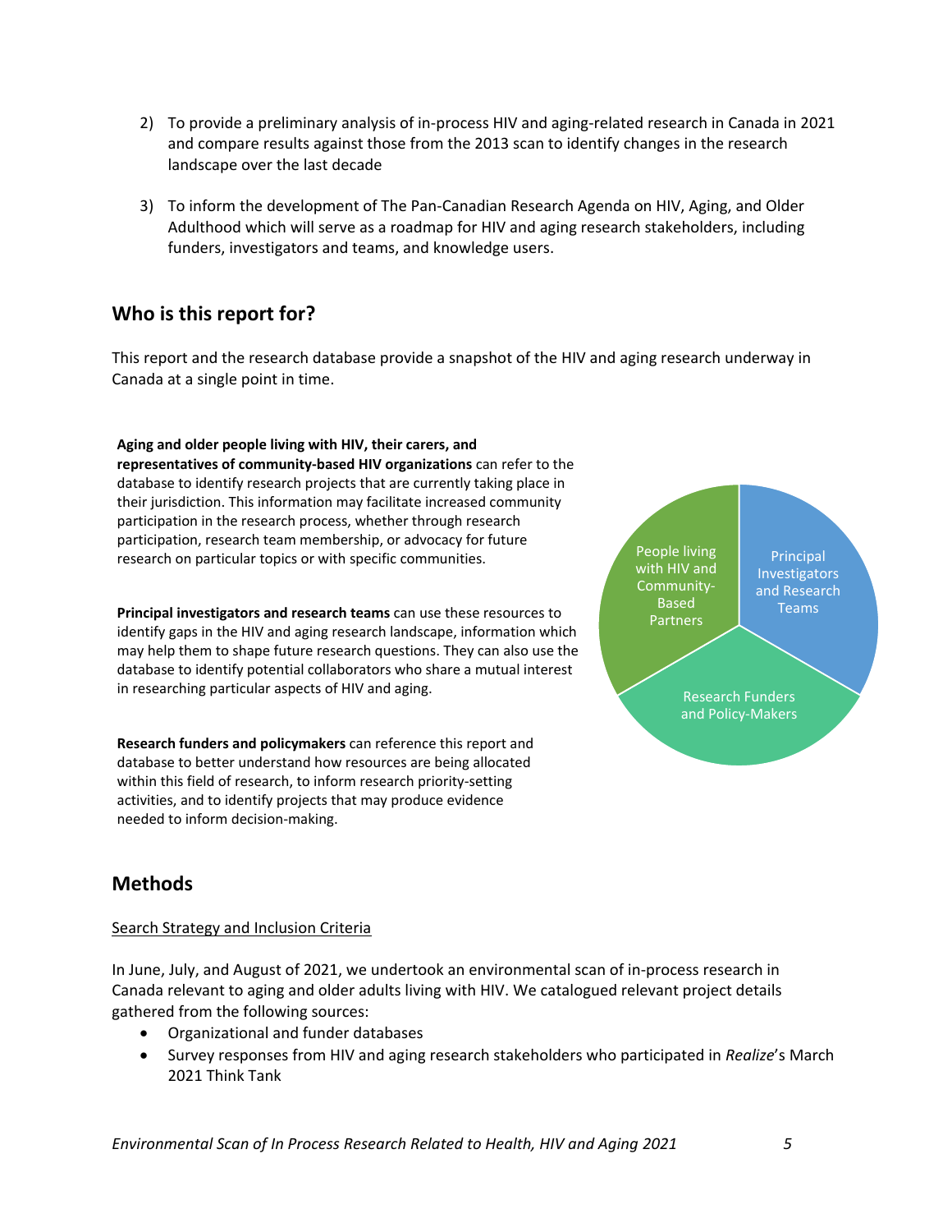2) To provide a preliminary analysis of in-process HIV and aging-related research in Canada in 2021 and compare results against those from the 2013 scan to identify changes in the research landscape over the last decade

3) To inform the development of The Pan-Canadian Research Agenda on HIV, Aging, and Older Adulthood which will serve as a roadmap for HIV and aging research stakeholders, including funders, investigators and teams, and knowledge users.

## Who is this report for?

This report and the research database provide a snapshot of the HIV and aging research underway in Canada at a single point in time.

**Aging and older people living with HIV, their carers, and representatives of community-based HIV organizations** can refer to the database to identify research projects that are currently taking place in their jurisdiction. This information may facilitate increased community participation in the research process, whether through research participation, research team membership, or advocacy for future research on particular topics or with specific communities.

**Principal investigators and research teams** can use these resources to identify gaps in the HIV and aging research landscape, information which may help them to shape future research questions. They can also use the database to identify potential collaborators who share a mutual interest in researching particular aspects of HIV and aging.

**Research funders and policymakers** can reference this report and database to better understand how resources are being allocated within this field of research, to inform research priority-setting activities, and to identify projects that may produce evidence needed to inform decision-making.

People living with HIV and Community-Based Partners

Principal Investigators and Research Teams

Research Funders and Policy-Makers

## Methods

Search Strategy and Inclusion Criteria

In June, July, and August of 2021, we undertook an environmental scan of in-process research in Canada relevant to aging and older adults living with HIV. We catalogued relevant project details gathered from the following sources:

- Organizational and funder databases
- Survey responses from HIV and aging research stakeholders who participated in *Realize*'s March 2021 Think Tank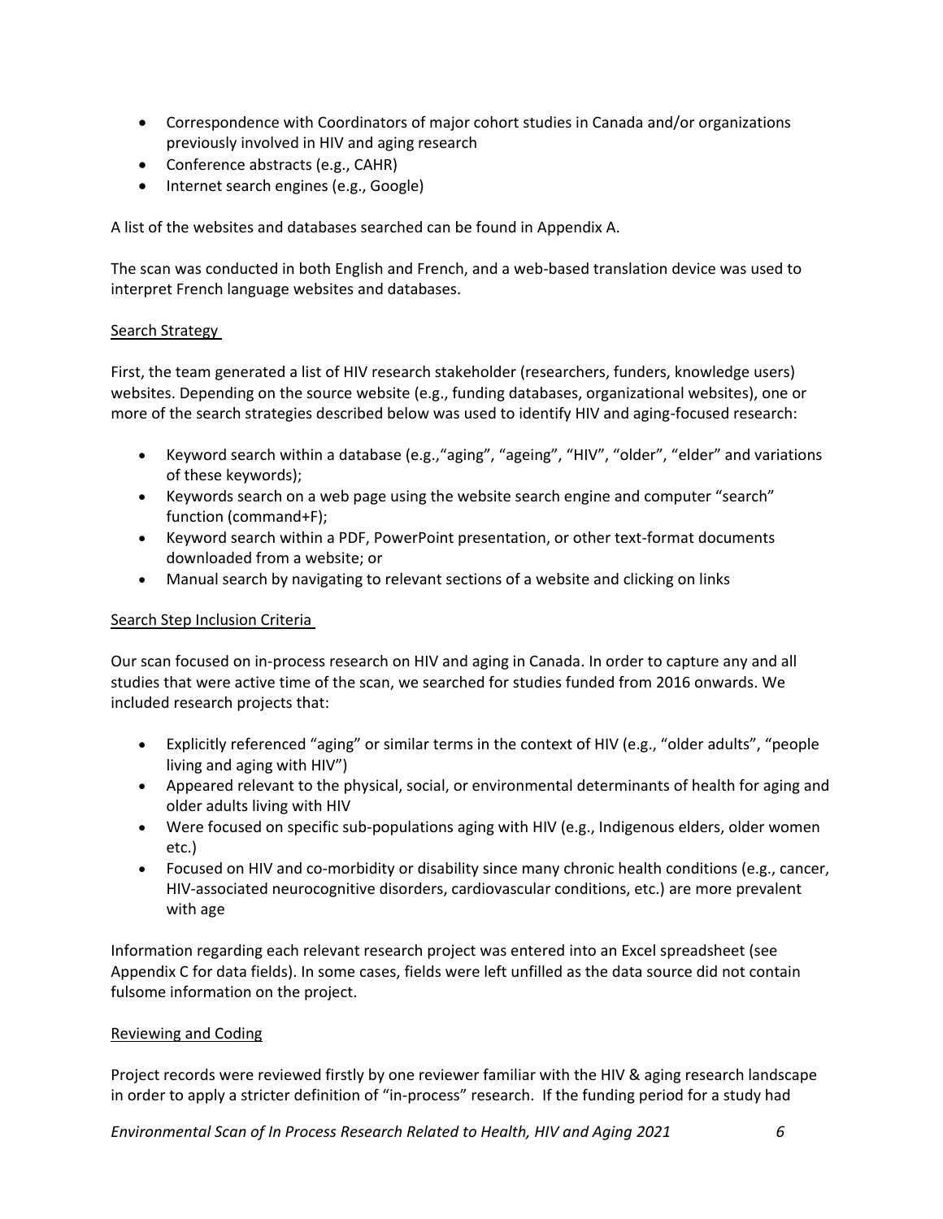- Correspondence with Coordinators of major cohort studies in Canada and/or organizations previously involved in HIV and aging research
- Conference abstracts (e.g., CAHR)
- Internet search engines (e.g., Google)

A list of the websites and databases searched can be found in Appendix A.

The scan was conducted in both English and French, and a web-based translation device was used to interpret French language websites and databases.

## Search Strategy

First, the team generated a list of HIV research stakeholder (researchers, funders, knowledge users) websites. Depending on the source website (e.g., funding databases, organizational websites), one or more of the search strategies described below was used to identify HIV and aging-focused research:

- Keyword search within a database (e.g.,"aging", "ageing", "HIV", "older", "elder" and variations of these keywords);
- Keywords search on a web page using the website search engine and computer "search" function (command+F);
- Keyword search within a PDF, PowerPoint presentation, or other text-format documents downloaded from a website; or
- Manual search by navigating to relevant sections of a website and clicking on links

## Search Step Inclusion Criteria

Our scan focused on in-process research on HIV and aging in Canada. In order to capture any and all studies that were active time of the scan, we searched for studies funded from 2016 onwards. We included research projects that:

- Explicitly referenced "aging" or similar terms in the context of HIV (e.g., "older adults", "people living and aging with HIV")
- Appeared relevant to the physical, social, or environmental determinants of health for aging and older adults living with HIV
- Were focused on specific sub-populations aging with HIV (e.g., Indigenous elders, older women etc.)
- Focused on HIV and co-morbidity or disability since many chronic health conditions (e.g., cancer, HIV-associated neurocognitive disorders, cardiovascular conditions, etc.) are more prevalent with age

Information regarding each relevant research project was entered into an Excel spreadsheet (see Appendix C for data fields). In some cases, fields were left unfilled as the data source did not contain fulsome information on the project.

## Reviewing and Coding

Project records were reviewed firstly by one reviewer familiar with the HIV & aging research landscape in order to apply a stricter definition of "in-process" research. If the funding period for a study had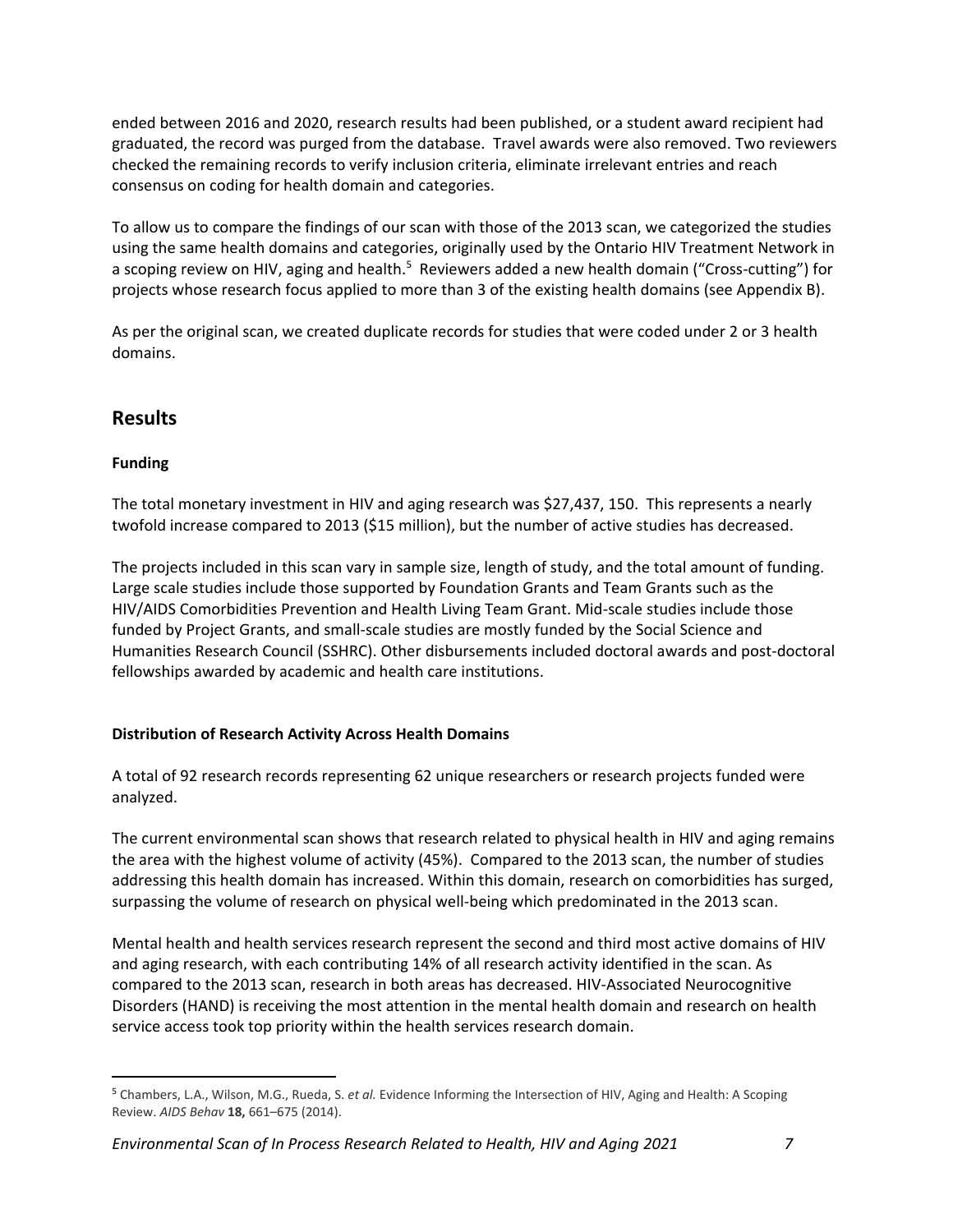ended between 2016 and 2020, research results had been published, or a student award recipient had graduated, the record was purged from the database. Travel awards were also removed. Two reviewers checked the remaining records to verify inclusion criteria, eliminate irrelevant entries and reach consensus on coding for health domain and categories.

To allow us to compare the findings of our scan with those of the 2013 scan, we categorized the studies using the same health domains and categories, originally used by the Ontario HIV Treatment Network in a scoping review on HIV, aging and health.[5] Reviewers added a new health domain ("Cross-cutting") for projects whose research focus applied to more than 3 of the existing health domains (see Appendix B).

As per the original scan, we created duplicate records for studies that were coded under 2 or 3 health domains.

## Results

**Funding**

The total monetary investment in HIV and aging research was $27,437, 150. This represents a nearly twofold increase compared to 2013 ($15 million), but the number of active studies has decreased.

The projects included in this scan vary in sample size, length of study, and the total amount of funding. Large scale studies include those supported by Foundation Grants and Team Grants such as the HIV/AIDS Comorbidities Prevention and Health Living Team Grant. Mid-scale studies include those funded by Project Grants, and small-scale studies are mostly funded by the Social Science and Humanities Research Council (SSHRC). Other disbursements included doctoral awards and post-doctoral fellowships awarded by academic and health care institutions.

**Distribution of Research Activity Across Health Domains**

A total of 92 research records representing 62 unique researchers or research projects funded were analyzed.

The current environmental scan shows that research related to physical health in HIV and aging remains the area with the highest volume of activity (45%). Compared to the 2013 scan, the number of studies addressing this health domain has increased. Within this domain, research on comorbidities has surged, surpassing the volume of research on physical well-being which predominated in the 2013 scan.

Mental health and health services research represent the second and third most active domains of HIV and aging research, with each contributing 14% of all research activity identified in the scan. As compared to the 2013 scan, research in both areas has decreased. HIV-Associated Neurocognitive Disorders (HAND) is receiving the most attention in the mental health domain and research on health service access took top priority within the health services research domain.

---

[5] Chambers, L.A., Wilson, M.G., Rueda, S. *et al.* Evidence Informing the Intersection of HIV, Aging and Health: A Scoping Review. *AIDS Behav* **18,** 661–675 (2014).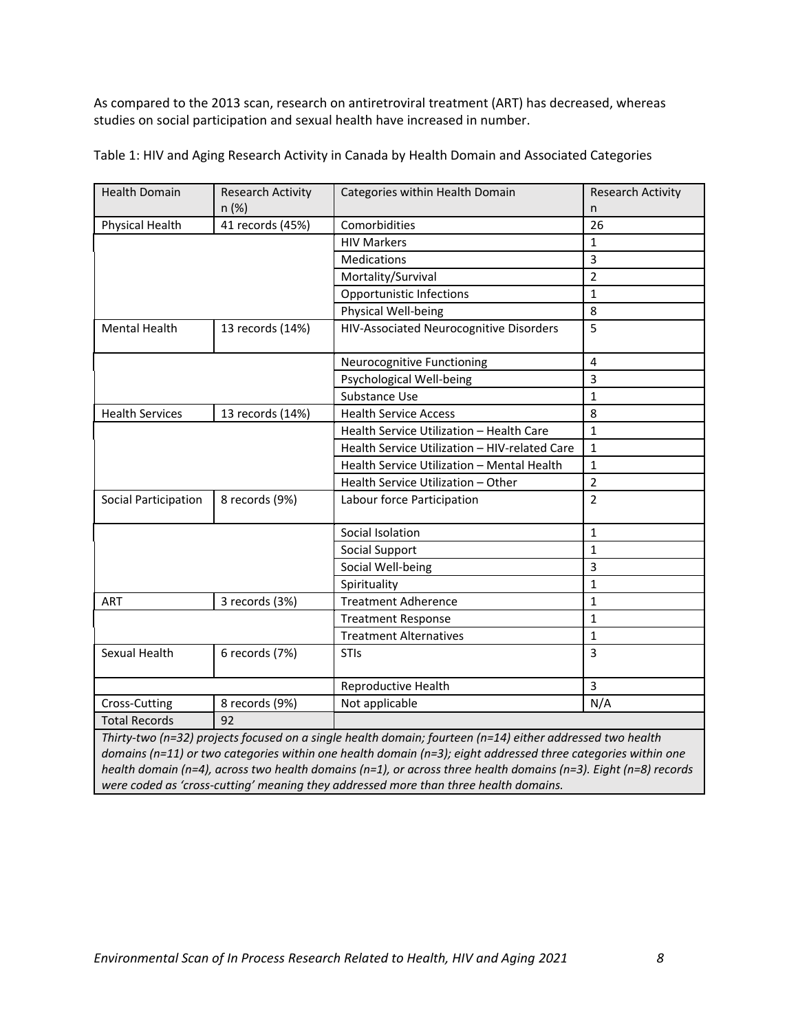As compared to the 2013 scan, research on antiretroviral treatment (ART) has decreased, whereas studies on social participation and sexual health have increased in number.

Table 1: HIV and Aging Research Activity in Canada by Health Domain and Associated Categories

| Health Domain | Research Activity n (%) | Categories within Health Domain | Research Activity n |
|---|---|---|---|
| Physical Health | 41 records (45%) | Comorbidities | 26 |
| | | HIV Markers | 1 |
| | | Medications | 3 |
| | | Mortality/Survival | 2 |
| | | Opportunistic Infections | 1 |
| | | Physical Well-being | 8 |
| Mental Health | 13 records (14%) | HIV-Associated Neurocognitive Disorders | 5 |
| | | Neurocognitive Functioning | 4 |
| | | Psychological Well-being | 3 |
| | | Substance Use | 1 |
| Health Services | 13 records (14%) | Health Service Access | 8 |
| | | Health Service Utilization – Health Care | 1 |
| | | Health Service Utilization – HIV-related Care | 1 |
| | | Health Service Utilization – Mental Health | 1 |
| | | Health Service Utilization – Other | 2 |
| Social Participation | 8 records (9%) | Labour force Participation | 2 |
| | | Social Isolation | 1 |
| | | Social Support | 1 |
| | | Social Well-being | 3 |
| | | Spirituality | 1 |
| ART | 3 records (3%) | Treatment Adherence | 1 |
| | | Treatment Response | 1 |
| | | Treatment Alternatives | 1 |
| Sexual Health | 6 records (7%) | STIs | 3 |
| | | Reproductive Health | 3 |
| Cross-Cutting | 8 records (9%) | Not applicable | N/A |
| Total Records | 92 | | |

*Thirty-two (n=32) projects focused on a single health domain; fourteen (n=14) either addressed two health domains (n=11) or two categories within one health domain (n=3); eight addressed three categories within one health domain (n=4), across two health domains (n=1), or across three health domains (n=3). Eight (n=8) records were coded as 'cross-cutting' meaning they addressed more than three health domains.*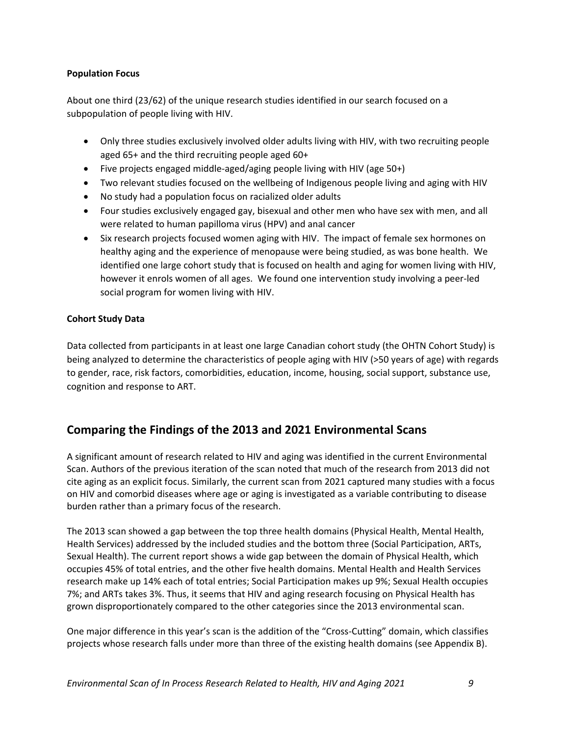**Population Focus**

About one third (23/62) of the unique research studies identified in our search focused on a subpopulation of people living with HIV.

- Only three studies exclusively involved older adults living with HIV, with two recruiting people aged 65+ and the third recruiting people aged 60+
- Five projects engaged middle-aged/aging people living with HIV (age 50+)
- Two relevant studies focused on the wellbeing of Indigenous people living and aging with HIV
- No study had a population focus on racialized older adults
- Four studies exclusively engaged gay, bisexual and other men who have sex with men, and all were related to human papilloma virus (HPV) and anal cancer
- Six research projects focused women aging with HIV. The impact of female sex hormones on healthy aging and the experience of menopause were being studied, as was bone health. We identified one large cohort study that is focused on health and aging for women living with HIV, however it enrols women of all ages. We found one intervention study involving a peer-led social program for women living with HIV.

**Cohort Study Data**

Data collected from participants in at least one large Canadian cohort study (the OHTN Cohort Study) is being analyzed to determine the characteristics of people aging with HIV (>50 years of age) with regards to gender, race, risk factors, comorbidities, education, income, housing, social support, substance use, cognition and response to ART.

## Comparing the Findings of the 2013 and 2021 Environmental Scans

A significant amount of research related to HIV and aging was identified in the current Environmental Scan. Authors of the previous iteration of the scan noted that much of the research from 2013 did not cite aging as an explicit focus. Similarly, the current scan from 2021 captured many studies with a focus on HIV and comorbid diseases where age or aging is investigated as a variable contributing to disease burden rather than a primary focus of the research.

The 2013 scan showed a gap between the top three health domains (Physical Health, Mental Health, Health Services) addressed by the included studies and the bottom three (Social Participation, ARTs, Sexual Health). The current report shows a wide gap between the domain of Physical Health, which occupies 45% of total entries, and the other five health domains. Mental Health and Health Services research make up 14% each of total entries; Social Participation makes up 9%; Sexual Health occupies 7%; and ARTs takes 3%. Thus, it seems that HIV and aging research focusing on Physical Health has grown disproportionately compared to the other categories since the 2013 environmental scan.

One major difference in this year's scan is the addition of the "Cross-Cutting" domain, which classifies projects whose research falls under more than three of the existing health domains (see Appendix B).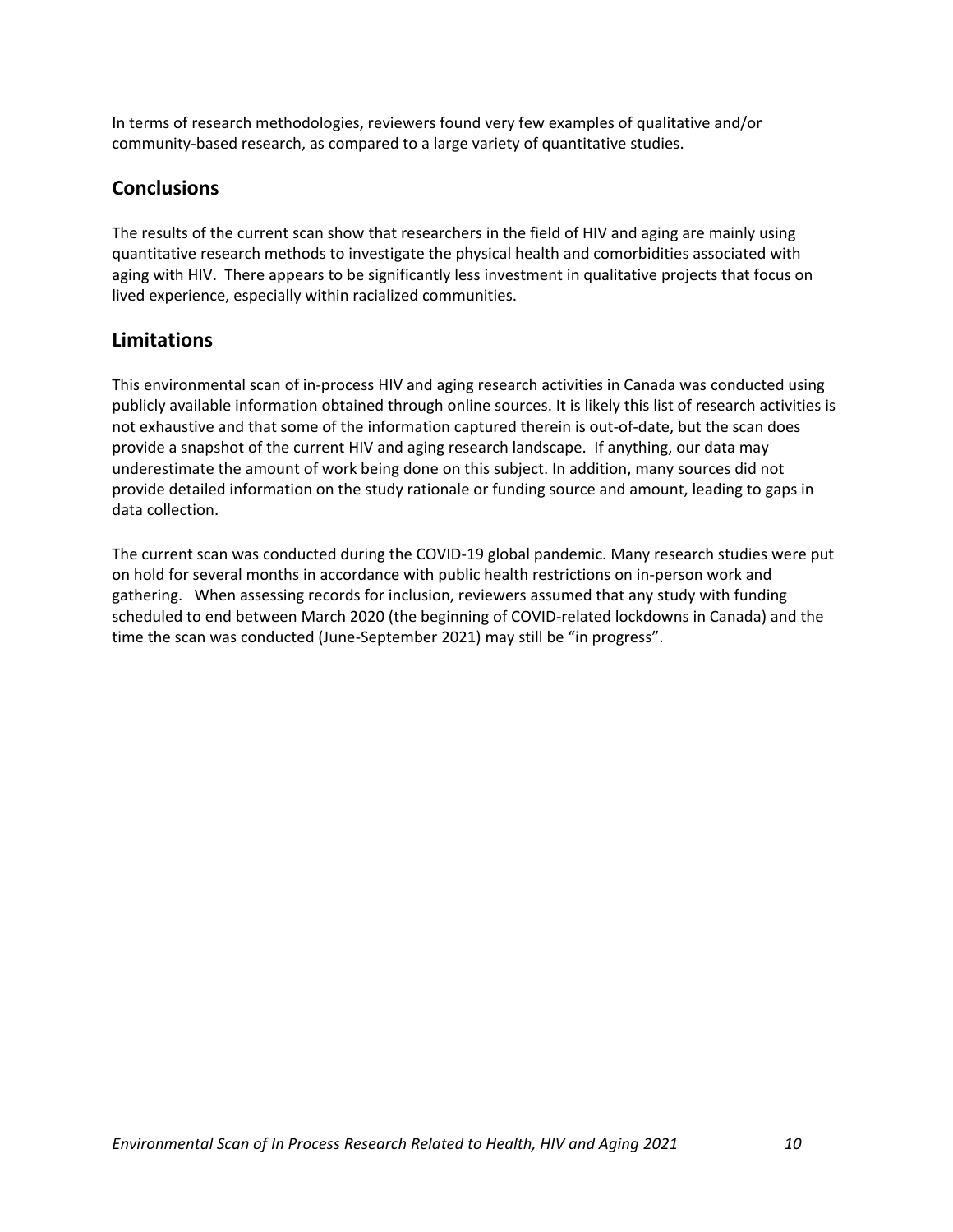In terms of research methodologies, reviewers found very few examples of qualitative and/or community-based research, as compared to a large variety of quantitative studies.

## Conclusions

The results of the current scan show that researchers in the field of HIV and aging are mainly using quantitative research methods to investigate the physical health and comorbidities associated with aging with HIV. There appears to be significantly less investment in qualitative projects that focus on lived experience, especially within racialized communities.

## Limitations

This environmental scan of in-process HIV and aging research activities in Canada was conducted using publicly available information obtained through online sources. It is likely this list of research activities is not exhaustive and that some of the information captured therein is out-of-date, but the scan does provide a snapshot of the current HIV and aging research landscape. If anything, our data may underestimate the amount of work being done on this subject. In addition, many sources did not provide detailed information on the study rationale or funding source and amount, leading to gaps in data collection.

The current scan was conducted during the COVID-19 global pandemic. Many research studies were put on hold for several months in accordance with public health restrictions on in-person work and gathering. When assessing records for inclusion, reviewers assumed that any study with funding scheduled to end between March 2020 (the beginning of COVID-related lockdowns in Canada) and the time the scan was conducted (June-September 2021) may still be "in progress".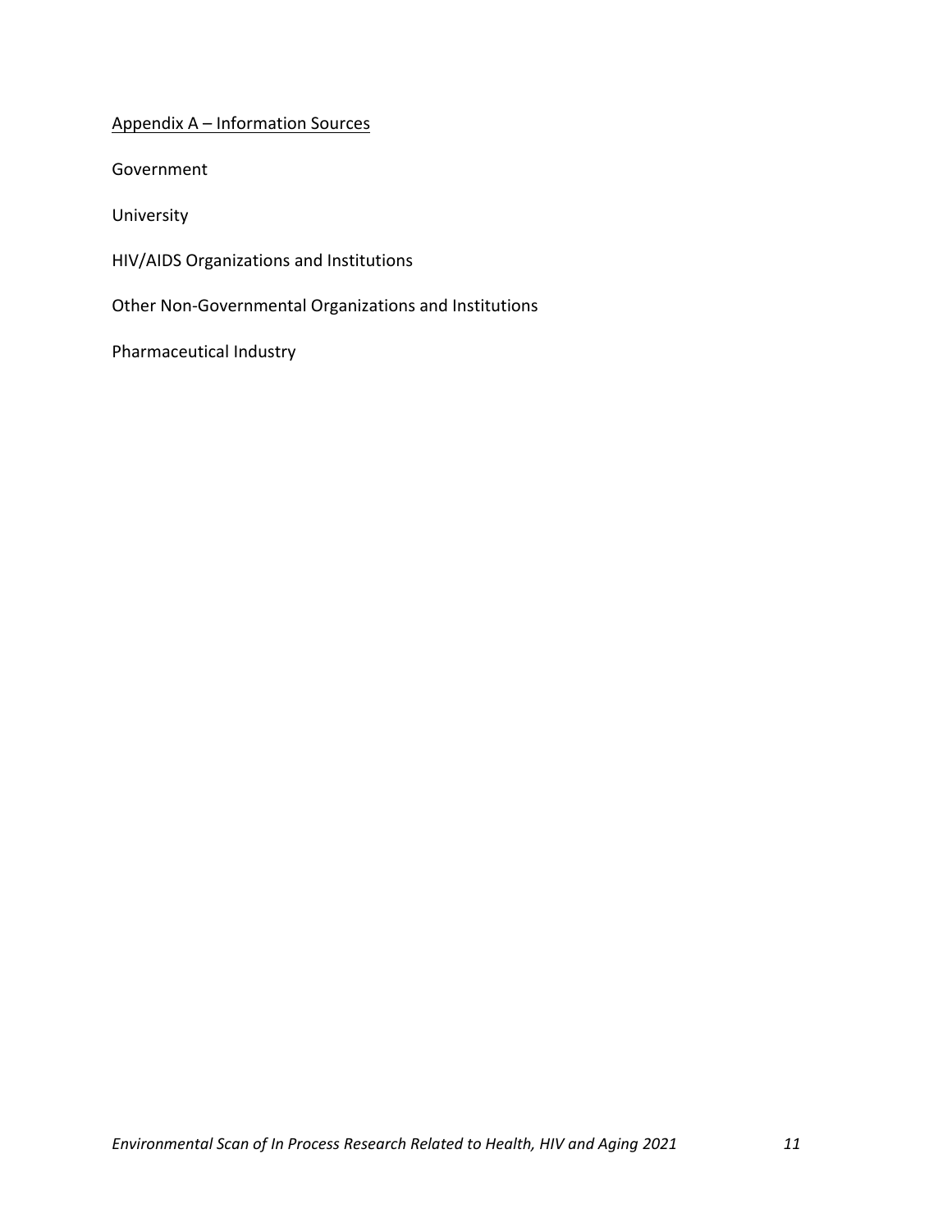## Appendix A – Information Sources

Government

University

HIV/AIDS Organizations and Institutions

Other Non-Governmental Organizations and Institutions

Pharmaceutical Industry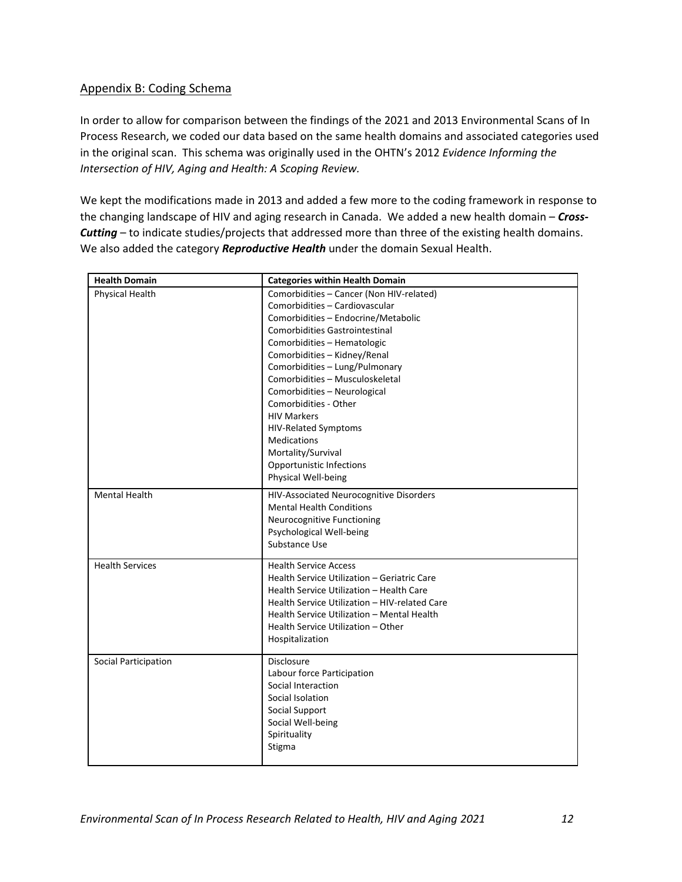## Appendix B: Coding Schema

In order to allow for comparison between the findings of the 2021 and 2013 Environmental Scans of In Process Research, we coded our data based on the same health domains and associated categories used in the original scan. This schema was originally used in the OHTN's 2012 *Evidence Informing the Intersection of HIV, Aging and Health: A Scoping Review.*

We kept the modifications made in 2013 and added a few more to the coding framework in response to the changing landscape of HIV and aging research in Canada. We added a new health domain – ***Cross-Cutting*** – to indicate studies/projects that addressed more than three of the existing health domains. We also added the category ***Reproductive Health*** under the domain Sexual Health.

| Health Domain | Categories within Health Domain |
|---|---|
| Physical Health | Comorbidities – Cancer (Non HIV-related)<br>Comorbidities – Cardiovascular<br>Comorbidities – Endocrine/Metabolic<br>Comorbidities Gastrointestinal<br>Comorbidities – Hematologic<br>Comorbidities – Kidney/Renal<br>Comorbidities – Lung/Pulmonary<br>Comorbidities – Musculoskeletal<br>Comorbidities – Neurological<br>Comorbidities - Other<br>HIV Markers<br>HIV-Related Symptoms<br>Medications<br>Mortality/Survival<br>Opportunistic Infections<br>Physical Well-being |
| Mental Health | HIV-Associated Neurocognitive Disorders<br>Mental Health Conditions<br>Neurocognitive Functioning<br>Psychological Well-being<br>Substance Use |
| Health Services | Health Service Access<br>Health Service Utilization – Geriatric Care<br>Health Service Utilization – Health Care<br>Health Service Utilization – HIV-related Care<br>Health Service Utilization – Mental Health<br>Health Service Utilization – Other<br>Hospitalization |
| Social Participation | Disclosure<br>Labour force Participation<br>Social Interaction<br>Social Isolation<br>Social Support<br>Social Well-being<br>Spirituality<br>Stigma |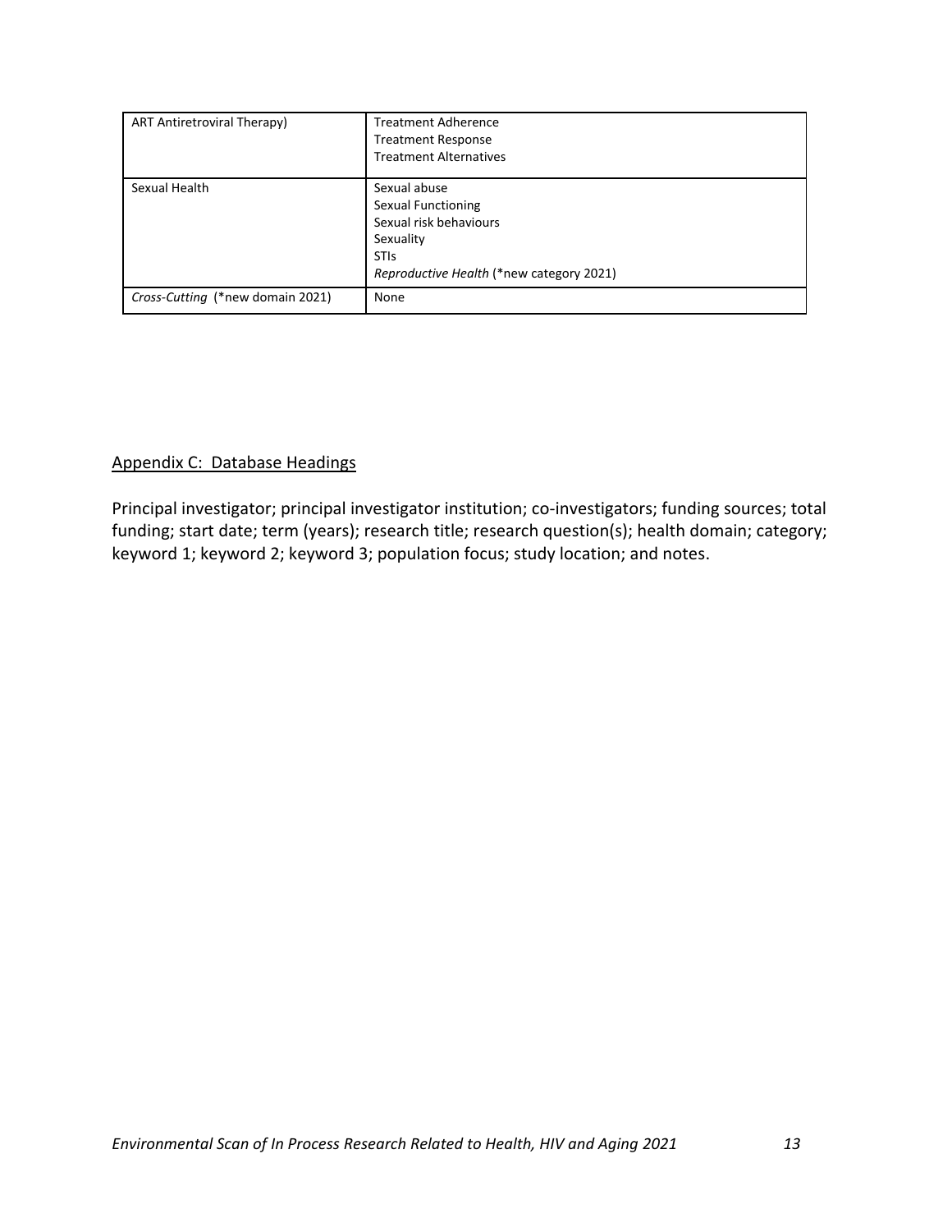| | |
|---|---|
| ART Antiretroviral Therapy) | Treatment Adherence<br>Treatment Response<br>Treatment Alternatives |
| Sexual Health | Sexual abuse<br>Sexual Functioning<br>Sexual risk behaviours<br>Sexuality<br>STIs<br>*Reproductive Health* (*new category 2021) |
| *Cross-Cutting* (*new domain 2021) | None |

## Appendix C: Database Headings

Principal investigator; principal investigator institution; co-investigators; funding sources; total funding; start date; term (years); research title; research question(s); health domain; category; keyword 1; keyword 2; keyword 3; population focus; study location; and notes.